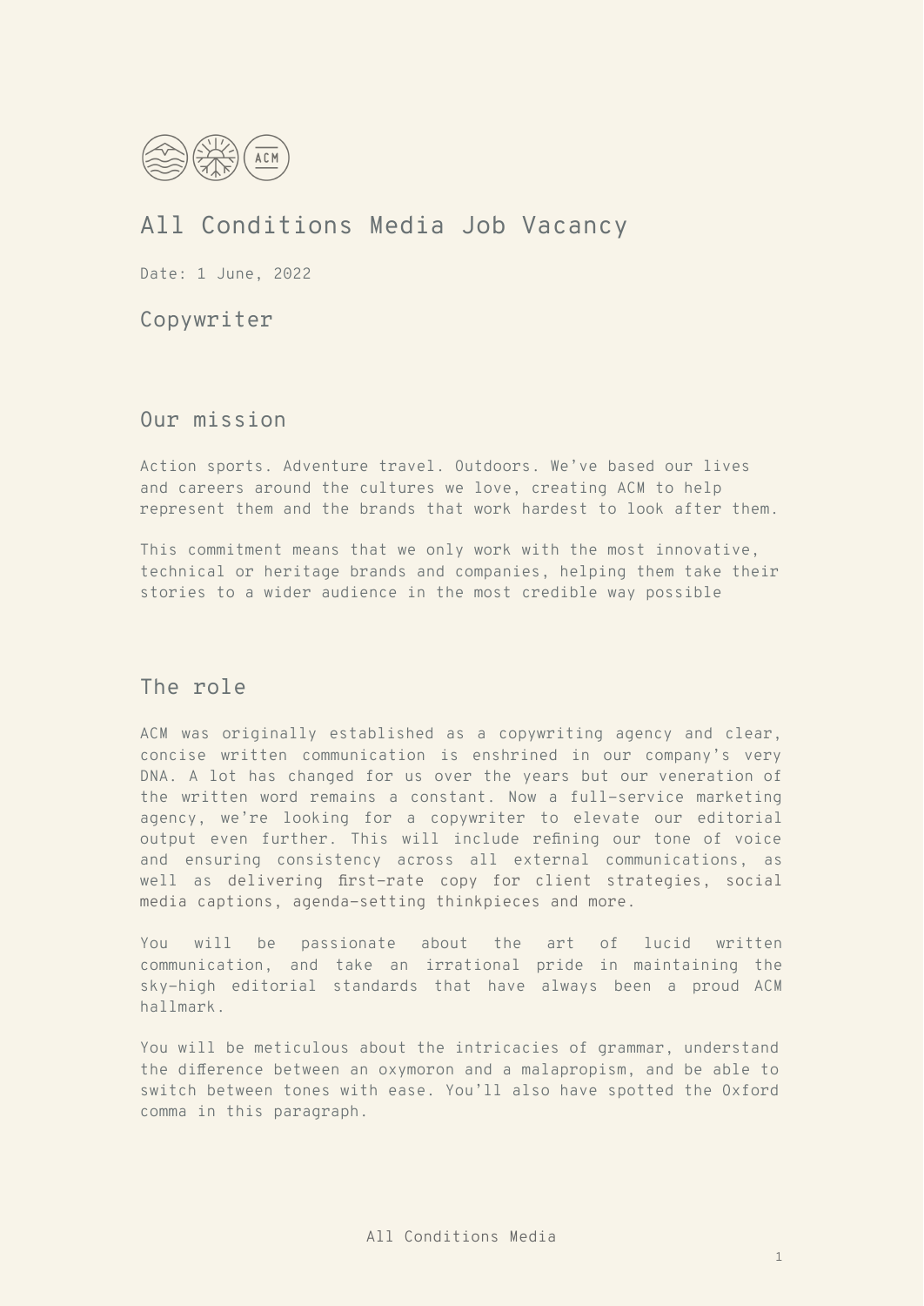# All Conditions Media Job Vacancy

Date: 1 June, 2022

## Copywriter

## Our mission

Action sports. Adventure travel. Outdoors. We've based our lives and careers around the cultures we love, creating ACM to help represent them and the brands that work hardest to look after them.

This commitment means that we only work with the most innovative, technical or heritage brands and companies, helping them take their stories to a wider audience in the most credible way possible

## The role

ACM was originally established as a copywriting agency and clear, concise written communication is enshrined in our company's very DNA. A lot has changed for us over the years but our veneration of the written word remains a constant. Now a full-service marketing agency, we're looking for a copywriter to elevate our editorial output even further. This will include refining our tone of voice and ensuring consistency across all external communications, as well as delivering first-rate copy for client strategies, social media captions, agenda-setting thinkpieces and more.

You will be passionate about the art of lucid written communication, and take an irrational pride in maintaining the sky-high editorial standards that have always been a proud ACM hallmark.

You will be meticulous about the intricacies of grammar, understand the difference between an oxymoron and a malapropism, and be able to switch between tones with ease. You'll also have spotted the Oxford comma in this paragraph.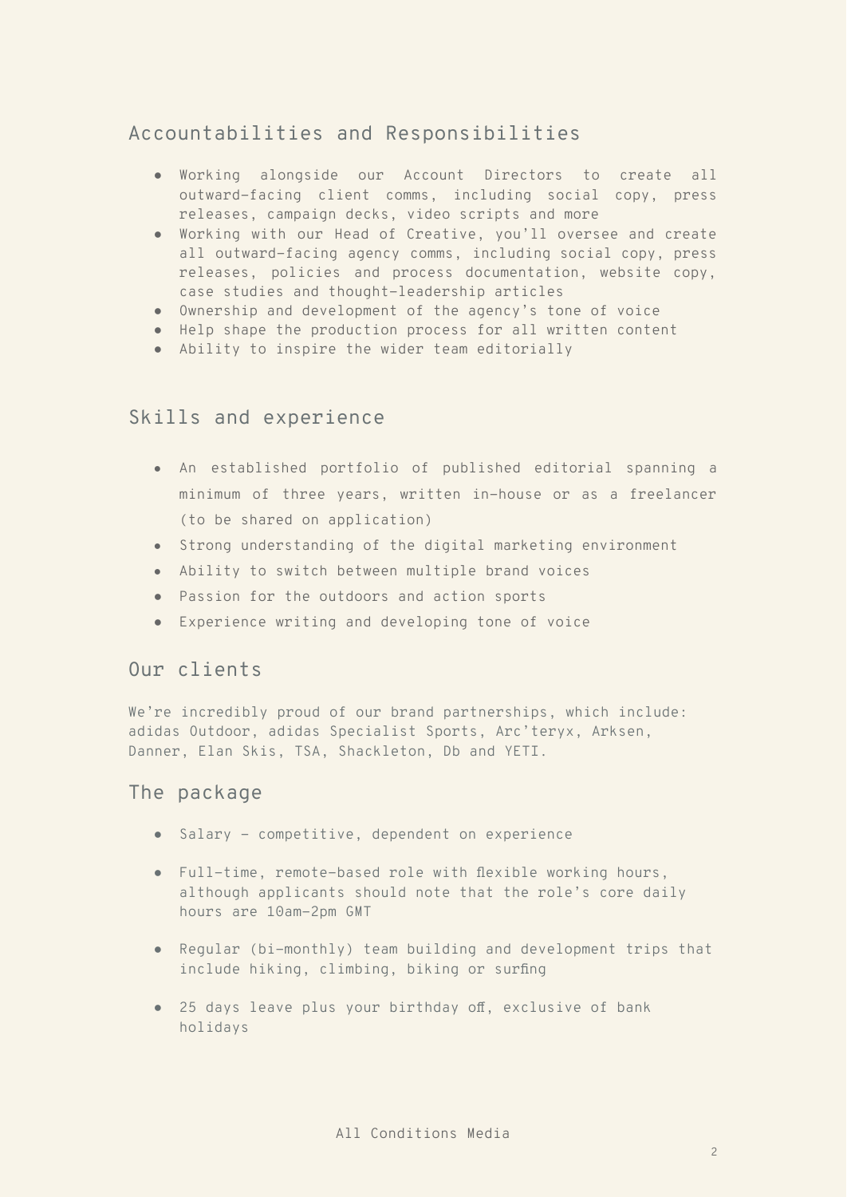## Accountabilities and Responsibilities

- Working alongside our Account Directors to create all outward-facing client comms, including social copy, press releases, campaign decks, video scripts and more
- Working with our Head of Creative, you'll oversee and create all outward-facing agency comms, including social copy, press releases, policies and process documentation, website copy, case studies and thought-leadership articles
- Ownership and development of the agency's tone of voice
- Help shape the production process for all written content
- Ability to inspire the wider team editorially

## Skills and experience

- An established portfolio of published editorial spanning a minimum of three years, written in-house or as a freelancer (to be shared on application)
- Strong understanding of the digital marketing environment
- Ability to switch between multiple brand voices
- Passion for the outdoors and action sports
- Experience writing and developing tone of voice

## Our clients

We're incredibly proud of our brand partnerships, which include: adidas Outdoor, adidas Specialist Sports, Arc'teryx, Arksen, Danner, Elan Skis, TSA, Shackleton, Db and YETI.

## The package

- Salary - competitive, dependent on experience
- Full-time, remote-based role with flexible working hours, although applicants should note that the role's core daily hours are 10am-2pm GMT
- Regular (bi-monthly) team building and development trips that include hiking, climbing, biking or surfing
- 25 days leave plus your birthday off, exclusive of bank holidays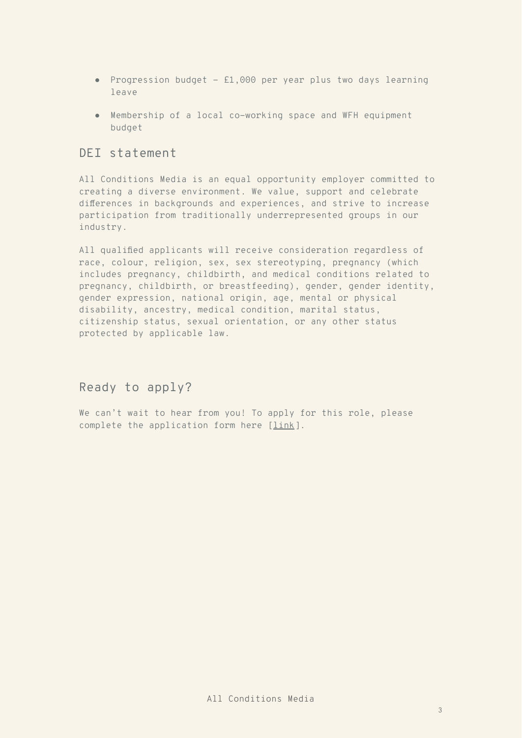- Progression budget – £1,000 per year plus two days learning leave
- Membership of a local co-working space and WFH equipment budget

## DEI statement

All Conditions Media is an equal opportunity employer committed to creating a diverse environment. We value, support and celebrate differences in backgrounds and experiences, and strive to increase participation from traditionally underrepresented groups in our industry.

All qualified applicants will receive consideration regardless of race, colour, religion, sex, sex stereotyping, pregnancy (which includes pregnancy, childbirth, and medical conditions related to pregnancy, childbirth, or breastfeeding), gender, gender identity, gender expression, national origin, age, mental or physical disability, ancestry, medical condition, marital status, citizenship status, sexual orientation, or any other status protected by applicable law.

## Ready to apply?

We can't wait to hear from you! To apply for this role, please complete the application form here [link].